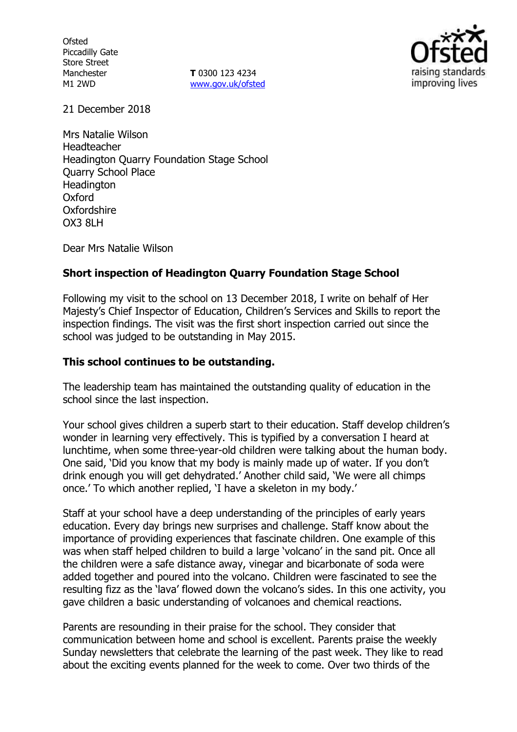Ofsted
Piccadilly Gate
Store Street
Manchester
M1 2WD

**T** 0300 123 4234
www.gov.uk/ofsted

21 December 2018

Mrs Natalie Wilson
Headteacher
Headington Quarry Foundation Stage School
Quarry School Place
Headington
Oxford
Oxfordshire
OX3 8LH

Dear Mrs Natalie Wilson

**Short inspection of Headington Quarry Foundation Stage School**

Following my visit to the school on 13 December 2018, I write on behalf of Her Majesty's Chief Inspector of Education, Children's Services and Skills to report the inspection findings. The visit was the first short inspection carried out since the school was judged to be outstanding in May 2015.

**This school continues to be outstanding.**

The leadership team has maintained the outstanding quality of education in the school since the last inspection.

Your school gives children a superb start to their education. Staff develop children's wonder in learning very effectively. This is typified by a conversation I heard at lunchtime, when some three-year-old children were talking about the human body. One said, 'Did you know that my body is mainly made up of water. If you don't drink enough you will get dehydrated.' Another child said, 'We were all chimps once.' To which another replied, 'I have a skeleton in my body.'

Staff at your school have a deep understanding of the principles of early years education. Every day brings new surprises and challenge. Staff know about the importance of providing experiences that fascinate children. One example of this was when staff helped children to build a large 'volcano' in the sand pit. Once all the children were a safe distance away, vinegar and bicarbonate of soda were added together and poured into the volcano. Children were fascinated to see the resulting fizz as the 'lava' flowed down the volcano's sides. In this one activity, you gave children a basic understanding of volcanoes and chemical reactions.

Parents are resounding in their praise for the school. They consider that communication between home and school is excellent. Parents praise the weekly Sunday newsletters that celebrate the learning of the past week. They like to read about the exciting events planned for the week to come. Over two thirds of the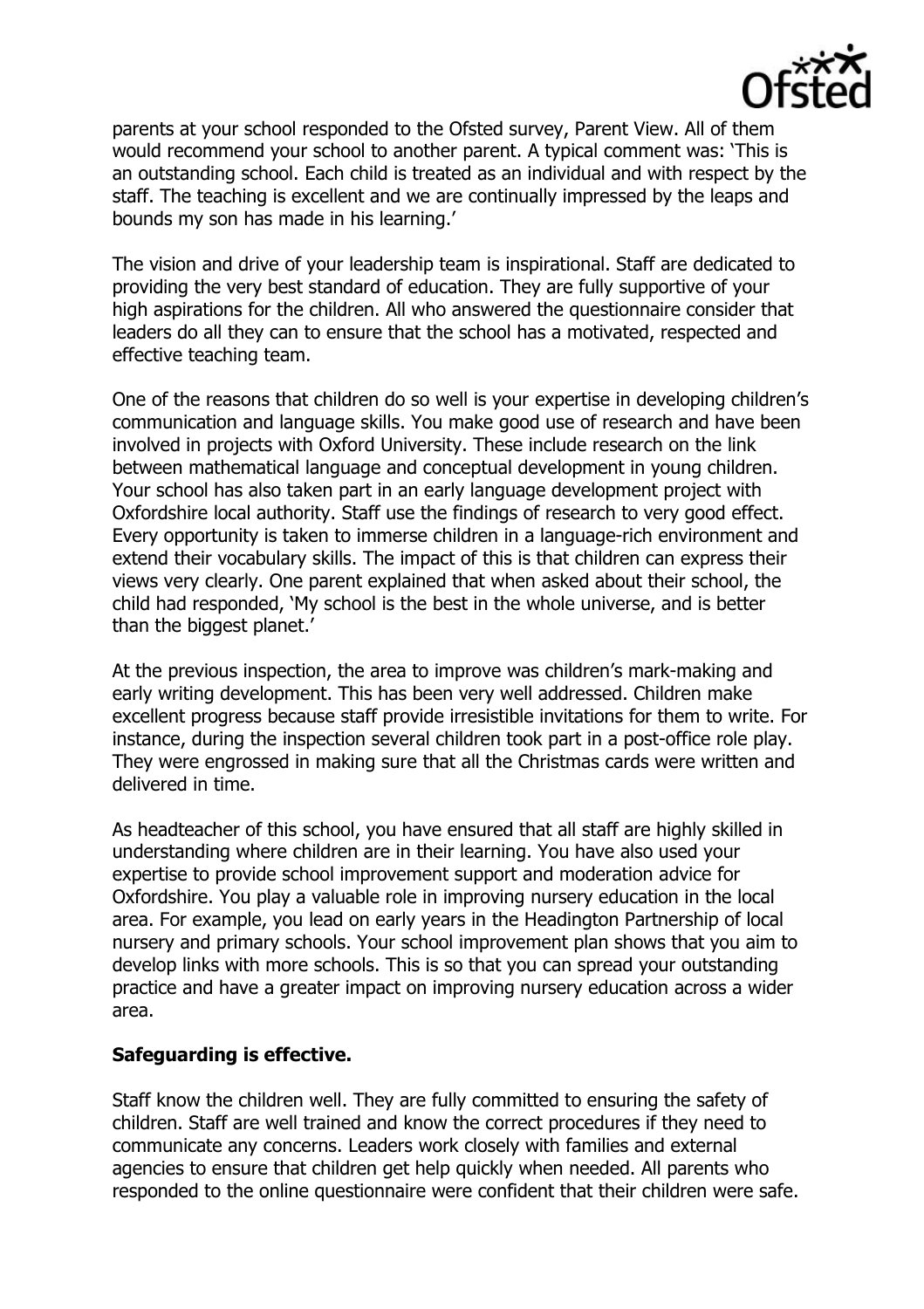parents at your school responded to the Ofsted survey, Parent View. All of them would recommend your school to another parent. A typical comment was: 'This is an outstanding school. Each child is treated as an individual and with respect by the staff. The teaching is excellent and we are continually impressed by the leaps and bounds my son has made in his learning.'

The vision and drive of your leadership team is inspirational. Staff are dedicated to providing the very best standard of education. They are fully supportive of your high aspirations for the children. All who answered the questionnaire consider that leaders do all they can to ensure that the school has a motivated, respected and effective teaching team.

One of the reasons that children do so well is your expertise in developing children's communication and language skills. You make good use of research and have been involved in projects with Oxford University. These include research on the link between mathematical language and conceptual development in young children. Your school has also taken part in an early language development project with Oxfordshire local authority. Staff use the findings of research to very good effect. Every opportunity is taken to immerse children in a language-rich environment and extend their vocabulary skills. The impact of this is that children can express their views very clearly. One parent explained that when asked about their school, the child had responded, 'My school is the best in the whole universe, and is better than the biggest planet.'

At the previous inspection, the area to improve was children's mark-making and early writing development. This has been very well addressed. Children make excellent progress because staff provide irresistible invitations for them to write. For instance, during the inspection several children took part in a post-office role play. They were engrossed in making sure that all the Christmas cards were written and delivered in time.

As headteacher of this school, you have ensured that all staff are highly skilled in understanding where children are in their learning. You have also used your expertise to provide school improvement support and moderation advice for Oxfordshire. You play a valuable role in improving nursery education in the local area. For example, you lead on early years in the Headington Partnership of local nursery and primary schools. Your school improvement plan shows that you aim to develop links with more schools. This is so that you can spread your outstanding practice and have a greater impact on improving nursery education across a wider area.

**Safeguarding is effective.**

Staff know the children well. They are fully committed to ensuring the safety of children. Staff are well trained and know the correct procedures if they need to communicate any concerns. Leaders work closely with families and external agencies to ensure that children get help quickly when needed. All parents who responded to the online questionnaire were confident that their children were safe.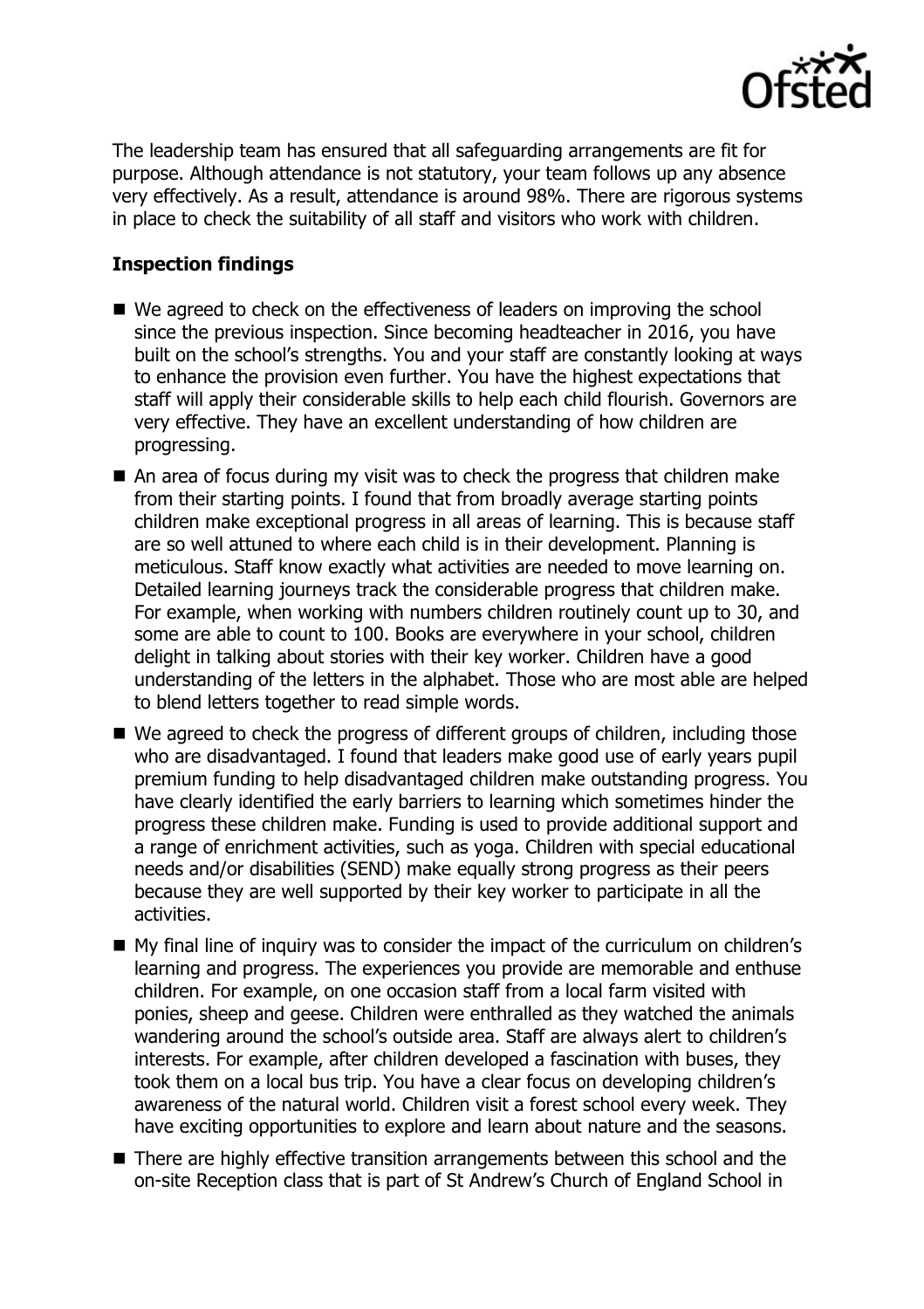The leadership team has ensured that all safeguarding arrangements are fit for purpose. Although attendance is not statutory, your team follows up any absence very effectively. As a result, attendance is around 98%. There are rigorous systems in place to check the suitability of all staff and visitors who work with children.

**Inspection findings**

- We agreed to check on the effectiveness of leaders on improving the school since the previous inspection. Since becoming headteacher in 2016, you have built on the school's strengths. You and your staff are constantly looking at ways to enhance the provision even further. You have the highest expectations that staff will apply their considerable skills to help each child flourish. Governors are very effective. They have an excellent understanding of how children are progressing.
- An area of focus during my visit was to check the progress that children make from their starting points. I found that from broadly average starting points children make exceptional progress in all areas of learning. This is because staff are so well attuned to where each child is in their development. Planning is meticulous. Staff know exactly what activities are needed to move learning on. Detailed learning journeys track the considerable progress that children make. For example, when working with numbers children routinely count up to 30, and some are able to count to 100. Books are everywhere in your school, children delight in talking about stories with their key worker. Children have a good understanding of the letters in the alphabet. Those who are most able are helped to blend letters together to read simple words.
- We agreed to check the progress of different groups of children, including those who are disadvantaged. I found that leaders make good use of early years pupil premium funding to help disadvantaged children make outstanding progress. You have clearly identified the early barriers to learning which sometimes hinder the progress these children make. Funding is used to provide additional support and a range of enrichment activities, such as yoga. Children with special educational needs and/or disabilities (SEND) make equally strong progress as their peers because they are well supported by their key worker to participate in all the activities.
- My final line of inquiry was to consider the impact of the curriculum on children's learning and progress. The experiences you provide are memorable and enthuse children. For example, on one occasion staff from a local farm visited with ponies, sheep and geese. Children were enthralled as they watched the animals wandering around the school's outside area. Staff are always alert to children's interests. For example, after children developed a fascination with buses, they took them on a local bus trip. You have a clear focus on developing children's awareness of the natural world. Children visit a forest school every week. They have exciting opportunities to explore and learn about nature and the seasons.
- There are highly effective transition arrangements between this school and the on-site Reception class that is part of St Andrew's Church of England School in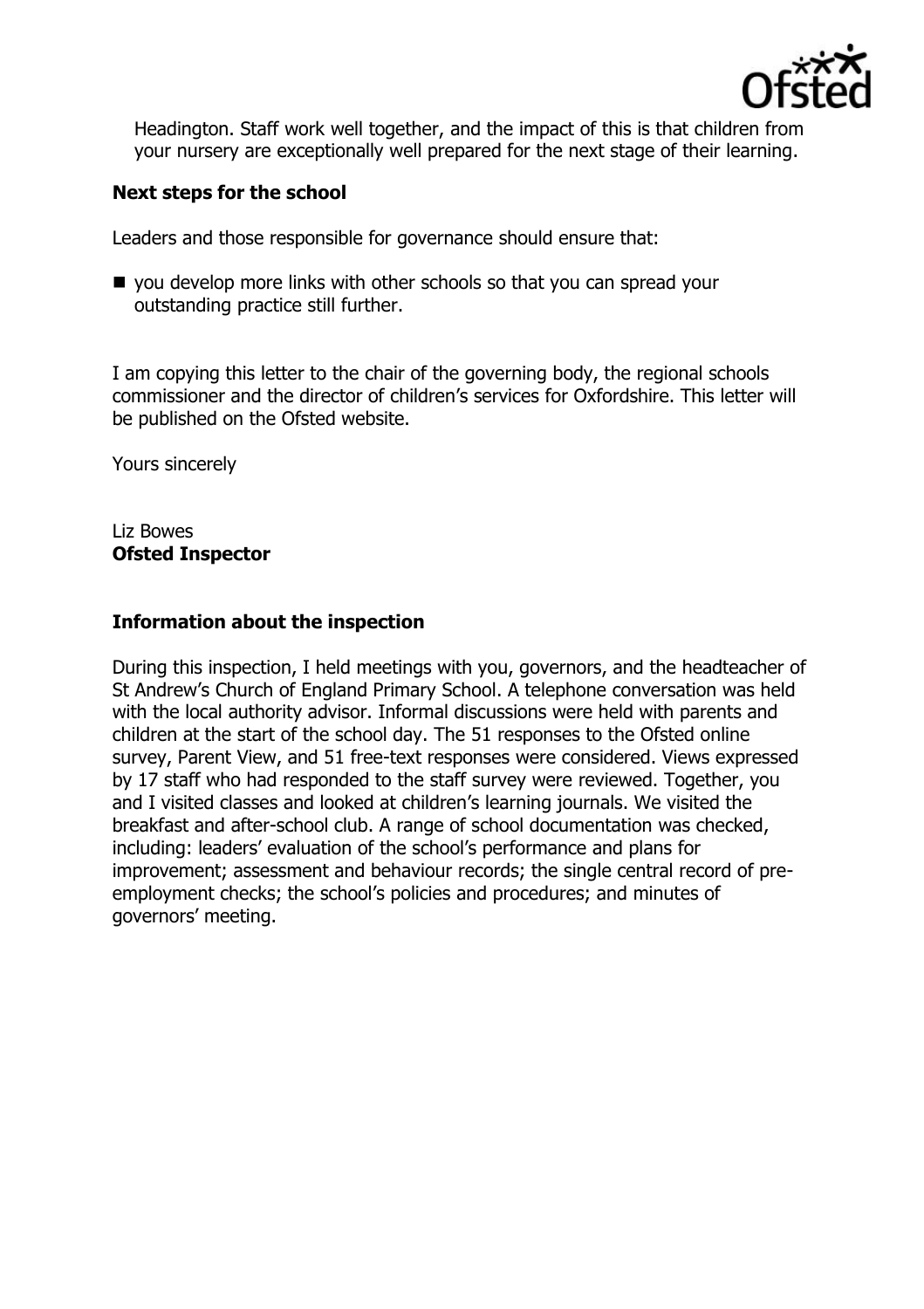Headington. Staff work well together, and the impact of this is that children from your nursery are exceptionally well prepared for the next stage of their learning.

## Next steps for the school

Leaders and those responsible for governance should ensure that:

- you develop more links with other schools so that you can spread your outstanding practice still further.

I am copying this letter to the chair of the governing body, the regional schools commissioner and the director of children's services for Oxfordshire. This letter will be published on the Ofsted website.

Yours sincerely

Liz Bowes
**Ofsted Inspector**

## Information about the inspection

During this inspection, I held meetings with you, governors, and the headteacher of St Andrew's Church of England Primary School. A telephone conversation was held with the local authority advisor. Informal discussions were held with parents and children at the start of the school day. The 51 responses to the Ofsted online survey, Parent View, and 51 free-text responses were considered. Views expressed by 17 staff who had responded to the staff survey were reviewed. Together, you and I visited classes and looked at children's learning journals. We visited the breakfast and after-school club. A range of school documentation was checked, including: leaders' evaluation of the school's performance and plans for improvement; assessment and behaviour records; the single central record of pre-employment checks; the school's policies and procedures; and minutes of governors' meeting.